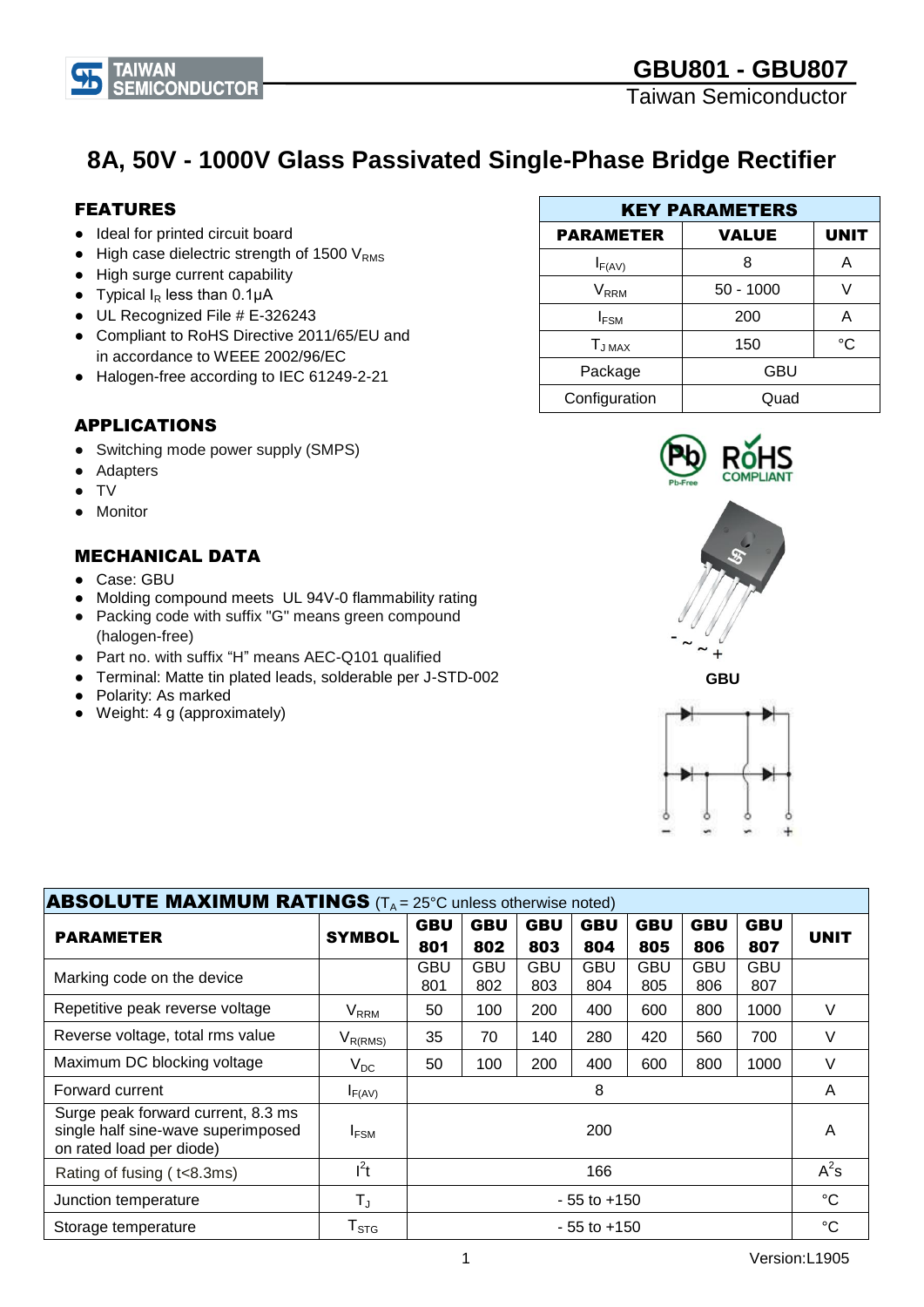# GBU801 - GBU807

Taiwan Semiconductor

## 8A, 50V - 1000V Glass Passivated Single-Phase Bridge Rectifier

### FEATURES

- Ideal for printed circuit board
- High case dielectric strength of 1500 $V_{RMS}$
- High surge current capability
- Typical $I_R$ less than 0.1μA
- UL Recognized File # E-326243
- Compliant to RoHS Directive 2011/65/EU and in accordance to WEEE 2002/96/EC
- Halogen-free according to IEC 61249-2-21

### APPLICATIONS

- Switching mode power supply (SMPS)
- Adapters
- TV
- Monitor

### MECHANICAL DATA

- Case: GBU
- Molding compound meets UL 94V-0 flammability rating
- Packing code with suffix "G" means green compound (halogen-free)
- Part no. with suffix "H" means AEC-Q101 qualified
- Terminal: Matte tin plated leads, solderable per J-STD-002
- Polarity: As marked
- Weight: 4 g (approximately)

| KEY PARAMETERS | | |
|---|---|---|
| **PARAMETER** | **VALUE** | **UNIT** |
| $I_{F(AV)}$ | 8 | A |
| $V_{RRM}$ | 50 - 1000 | V |
| $I_{FSM}$ | 200 | A |
| $T_{J\ MAX}$ | 150 | °C |
| Package | GBU | |
| Configuration | Quad | |

GBU

### ABSOLUTE MAXIMUM RATINGS ($T_A$ = 25°C unless otherwise noted)

| PARAMETER | SYMBOL | GBU 801 | GBU 802 | GBU 803 | GBU 804 | GBU 805 | GBU 806 | GBU 807 | UNIT |
|---|---|---|---|---|---|---|---|---|---|
| Marking code on the device | | GBU 801 | GBU 802 | GBU 803 | GBU 804 | GBU 805 | GBU 806 | GBU 807 | |
| Repetitive peak reverse voltage | $V_{RRM}$ | 50 | 100 | 200 | 400 | 600 | 800 | 1000 | V |
| Reverse voltage, total rms value | $V_{R(RMS)}$ | 35 | 70 | 140 | 280 | 420 | 560 | 700 | V |
| Maximum DC blocking voltage | $V_{DC}$ | 50 | 100 | 200 | 400 | 600 | 800 | 1000 | V |
| Forward current | $I_{F(AV)}$ | 8 | | | | | | | A |
| Surge peak forward current, 8.3 ms single half sine-wave superimposed on rated load per diode) | $I_{FSM}$ | 200 | | | | | | | A |
| Rating of fusing ( t<8.3ms) | $I^2t$ | 166 | | | | | | | $A^2s$ |
| Junction temperature | $T_J$ | - 55 to +150 | | | | | | | °C |
| Storage temperature | $T_{STG}$ | - 55 to +150 | | | | | | | °C |

Version:L1905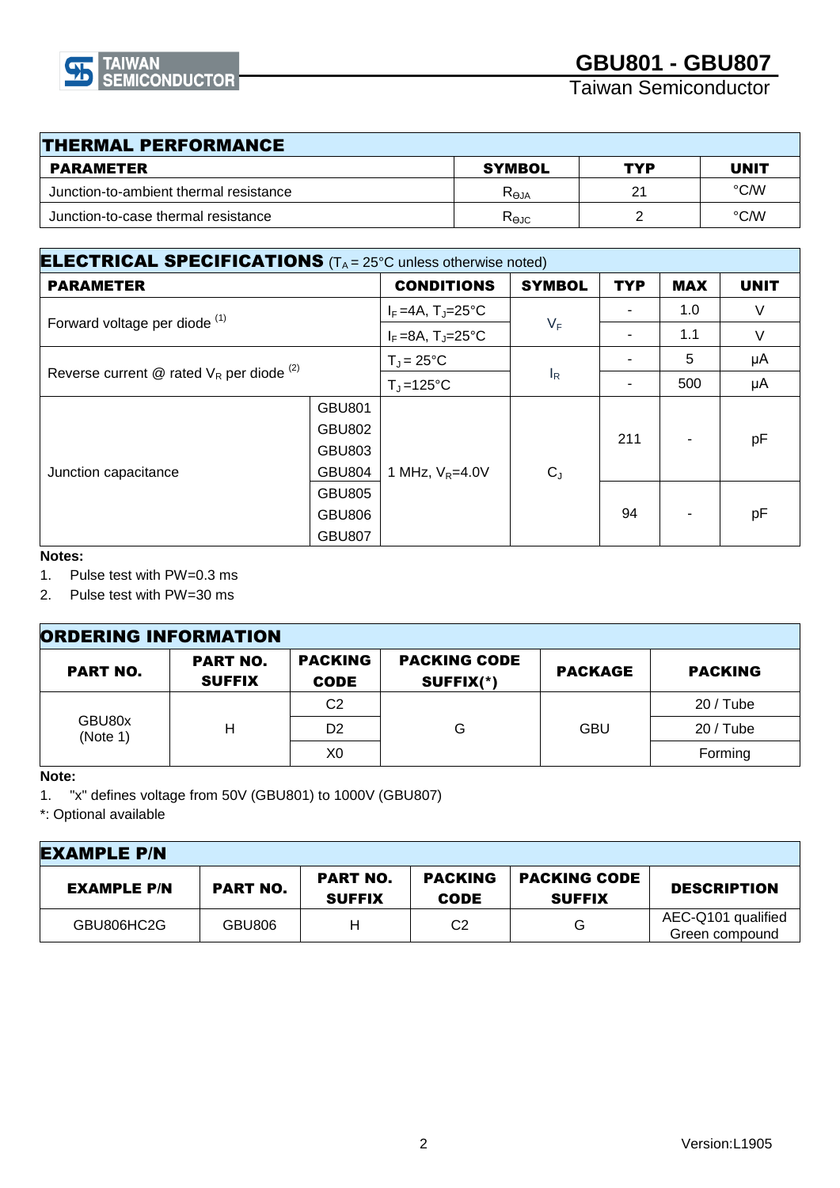## THERMAL PERFORMANCE

| PARAMETER | SYMBOL | TYP | UNIT |
|---|---|---|---|
| Junction-to-ambient thermal resistance | $R_{\Theta JA}$ | 21 | °C/W |
| Junction-to-case thermal resistance | $R_{\Theta JC}$ | 2 | °C/W |

## ELECTRICAL SPECIFICATIONS ($T_A$ = 25°C unless otherwise noted)

| PARAMETER | | CONDITIONS | SYMBOL | TYP | MAX | UNIT |
|---|---|---|---|---|---|---|
| Forward voltage per diode [1] | | $I_F$ =4A, $T_J$=25°C | $V_F$ | - | 1.0 | V |
| | | $I_F$ =8A, $T_J$=25°C | | - | 1.1 | V |
| Reverse current @ rated $V_R$ per diode [2] | | $T_J$ = 25°C | $I_R$ | - | 5 | μA |
| | | $T_J$ =125°C | | - | 500 | μA |
| Junction capacitance | GBU801<br>GBU802<br>GBU803<br>GBU804 | 1 MHz, $V_R$=4.0V | $C_J$ | 211 | - | pF |
| | GBU805<br>GBU806<br>GBU807 | | | 94 | - | pF |

**Notes:**

1. Pulse test with PW=0.3 ms
2. Pulse test with PW=30 ms

## ORDERING INFORMATION

| PART NO. | PART NO. SUFFIX | PACKING CODE | PACKING CODE SUFFIX(*) | PACKAGE | PACKING |
|---|---|---|---|---|---|
| GBU80x (Note 1) | H | C2 | G | GBU | 20 / Tube |
| | | D2 | | | 20 / Tube |
| | | X0 | | | Forming |

**Note:**

1. "x" defines voltage from 50V (GBU801) to 1000V (GBU807)

*: Optional available

## EXAMPLE P/N

| EXAMPLE P/N | PART NO. | PART NO. SUFFIX | PACKING CODE | PACKING CODE SUFFIX | DESCRIPTION |
|---|---|---|---|---|---|
| GBU806HC2G | GBU806 | H | C2 | G | AEC-Q101 qualified Green compound |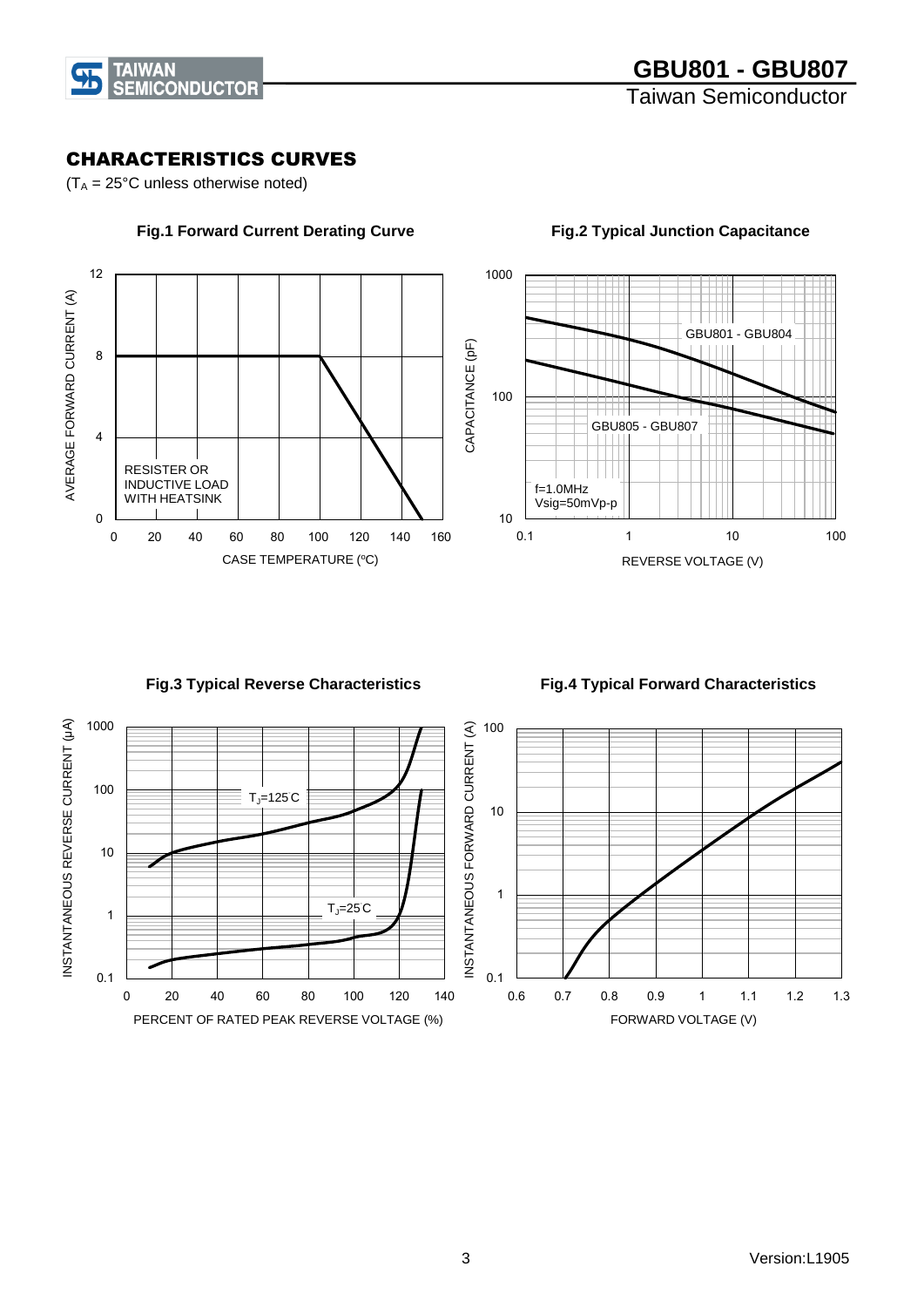## CHARACTERISTICS CURVES

($T_A$ = 25°C unless otherwise noted)

**Fig.1 Forward Current Derating Curve**

**Fig.2 Typical Junction Capacitance**

**Fig.3 Typical Reverse Characteristics**

**Fig.4 Typical Forward Characteristics**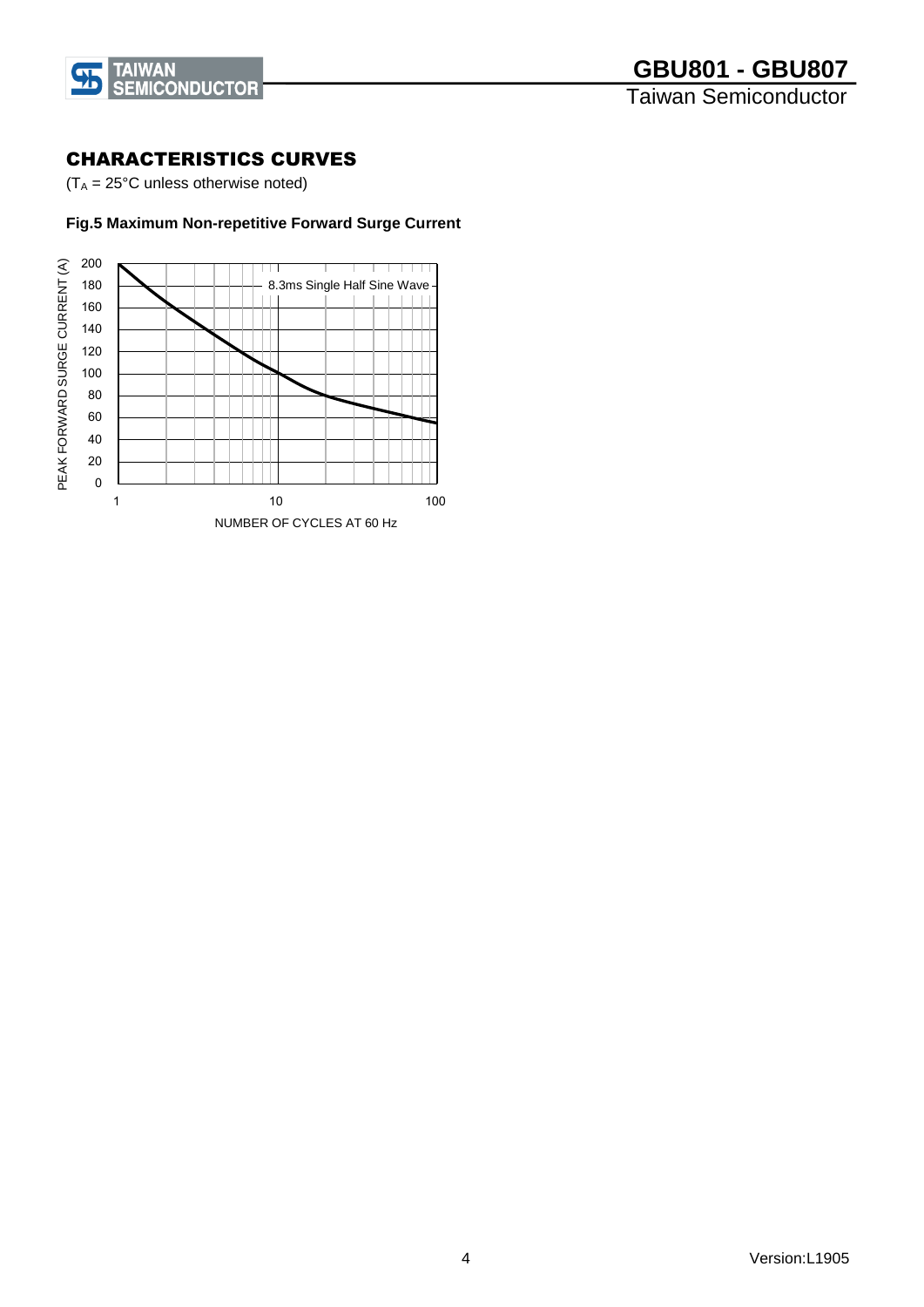## CHARACTERISTICS CURVES

($T_A$ = 25°C unless otherwise noted)

**Fig.5 Maximum Non-repetitive Forward Surge Current**

PEAK FORWARD SURGE CURRENT (A)

200
180
160
140
120
100
80
60
40
20
0

8.3ms Single Half Sine Wave

1 10 100

NUMBER OF CYCLES AT 60 Hz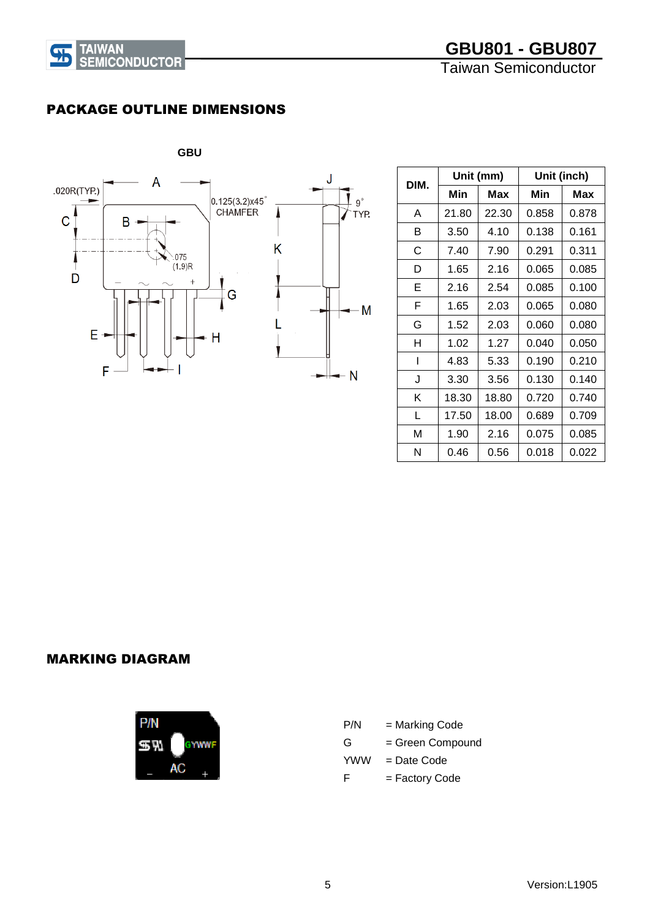## PACKAGE OUTLINE DIMENSIONS

GBU

| DIM. | Unit (mm) | | Unit (inch) | |
|---|---|---|---|---|
| | Min | Max | Min | Max |
| A | 21.80 | 22.30 | 0.858 | 0.878 |
| B | 3.50 | 4.10 | 0.138 | 0.161 |
| C | 7.40 | 7.90 | 0.291 | 0.311 |
| D | 1.65 | 2.16 | 0.065 | 0.085 |
| E | 2.16 | 2.54 | 0.085 | 0.100 |
| F | 1.65 | 2.03 | 0.065 | 0.080 |
| G | 1.52 | 2.03 | 0.060 | 0.080 |
| H | 1.02 | 1.27 | 0.040 | 0.050 |
| I | 4.83 | 5.33 | 0.190 | 0.210 |
| J | 3.30 | 3.56 | 0.130 | 0.140 |
| K | 18.30 | 18.80 | 0.720 | 0.740 |
| L | 17.50 | 18.00 | 0.689 | 0.709 |
| M | 1.90 | 2.16 | 0.075 | 0.085 |
| N | 0.46 | 0.56 | 0.018 | 0.022 |

## MARKING DIAGRAM

P/N = Marking Code
G = Green Compound
YWW = Date Code
F = Factory Code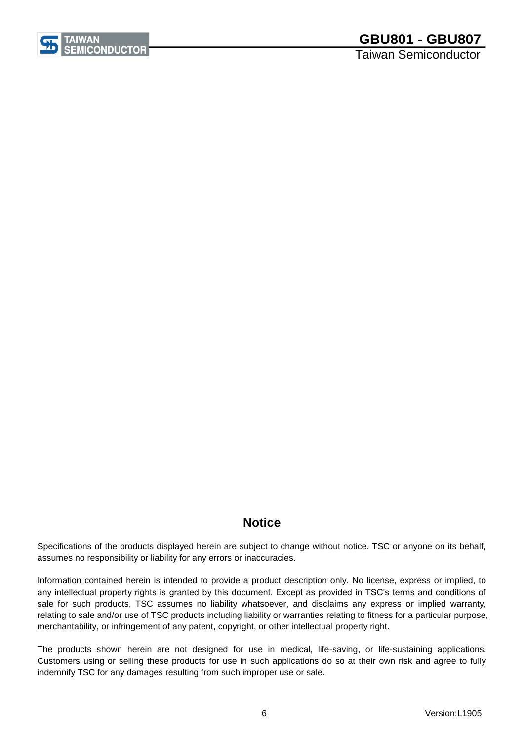## Notice

Specifications of the products displayed herein are subject to change without notice. TSC or anyone on its behalf, assumes no responsibility or liability for any errors or inaccuracies.

Information contained herein is intended to provide a product description only. No license, express or implied, to any intellectual property rights is granted by this document. Except as provided in TSC's terms and conditions of sale for such products, TSC assumes no liability whatsoever, and disclaims any express or implied warranty, relating to sale and/or use of TSC products including liability or warranties relating to fitness for a particular purpose, merchantability, or infringement of any patent, copyright, or other intellectual property right.

The products shown herein are not designed for use in medical, life-saving, or life-sustaining applications. Customers using or selling these products for use in such applications do so at their own risk and agree to fully indemnify TSC for any damages resulting from such improper use or sale.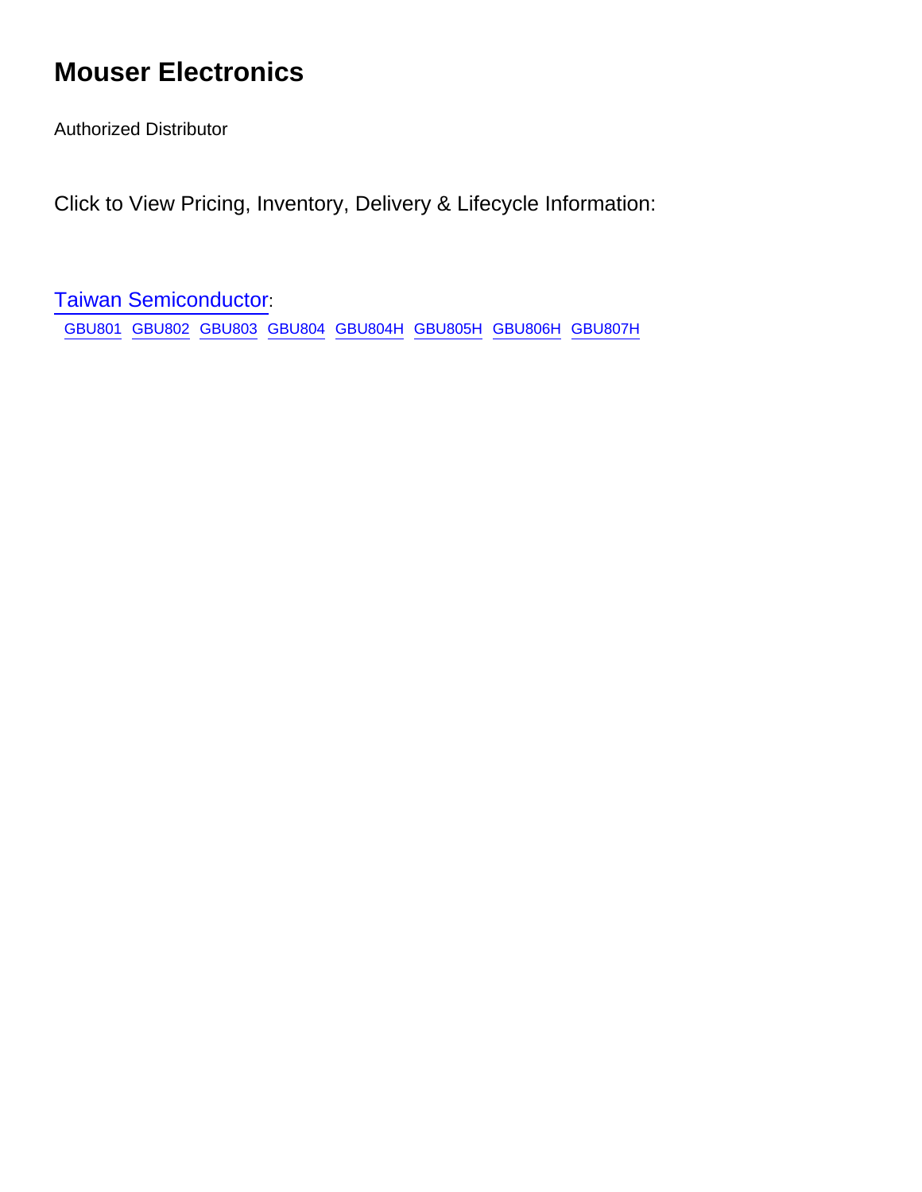# Mouser Electronics

Authorized Distributor

Click to View Pricing, Inventory, Delivery & Lifecycle Information:

Taiwan Semiconductor:

GBU801 GBU802 GBU803 GBU804 GBU804H GBU805H GBU806H GBU807H